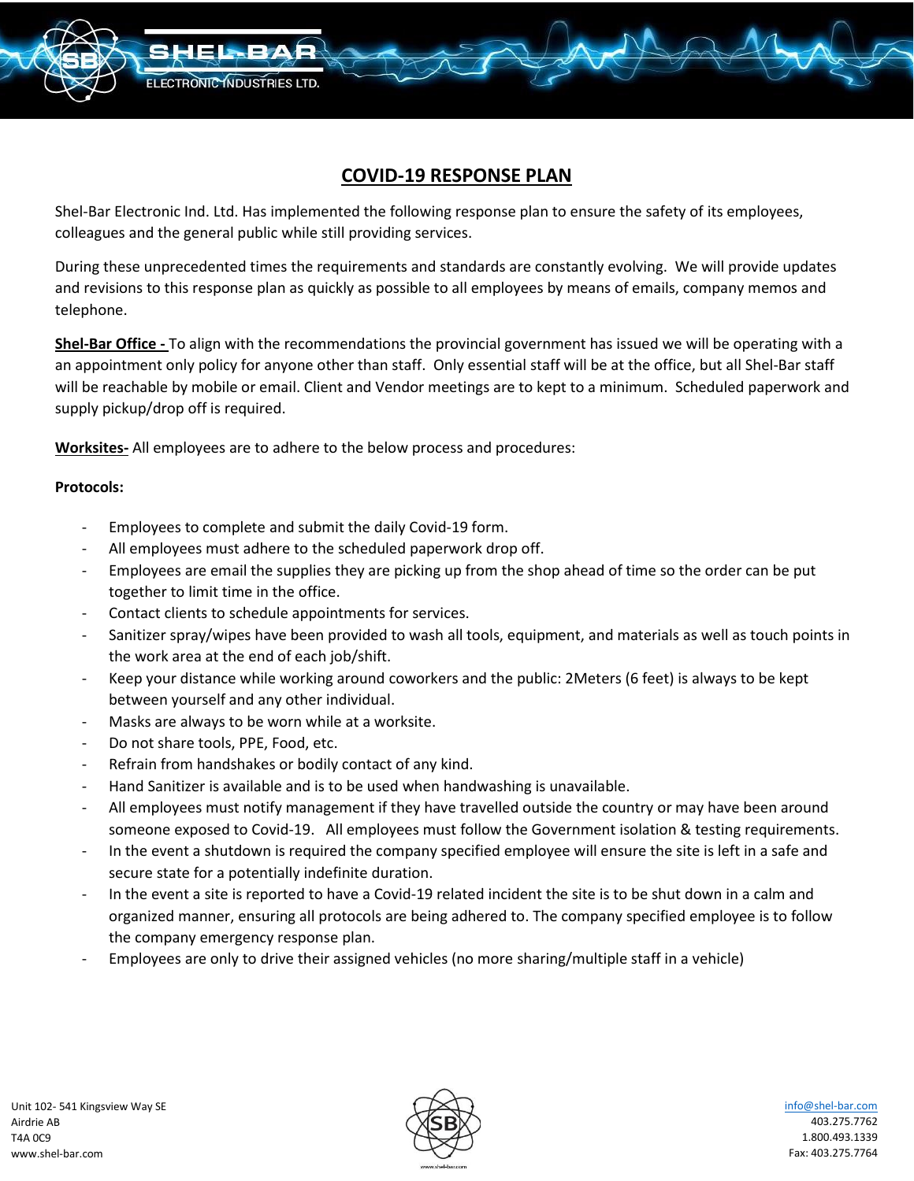# COVID-19 RESPONSE PLAN

Shel-Bar Electronic Ind. Ltd. Has implemented the following response plan to ensure the safety of its employees, colleagues and the general public while still providing services.

During these unprecedented times the requirements and standards are constantly evolving. We will provide updates and revisions to this response plan as quickly as possible to all employees by means of emails, company memos and telephone.

**Shel-Bar Office -** To align with the recommendations the provincial government has issued we will be operating with a an appointment only policy for anyone other than staff. Only essential staff will be at the office, but all Shel-Bar staff will be reachable by mobile or email. Client and Vendor meetings are to kept to a minimum. Scheduled paperwork and supply pickup/drop off is required.

**Worksites-** All employees are to adhere to the below process and procedures:

**Protocols:**

- Employees to complete and submit the daily Covid-19 form.
- All employees must adhere to the scheduled paperwork drop off.
- Employees are email the supplies they are picking up from the shop ahead of time so the order can be put together to limit time in the office.
- Contact clients to schedule appointments for services.
- Sanitizer spray/wipes have been provided to wash all tools, equipment, and materials as well as touch points in the work area at the end of each job/shift.
- Keep your distance while working around coworkers and the public: 2Meters (6 feet) is always to be kept between yourself and any other individual.
- Masks are always to be worn while at a worksite.
- Do not share tools, PPE, Food, etc.
- Refrain from handshakes or bodily contact of any kind.
- Hand Sanitizer is available and is to be used when handwashing is unavailable.
- All employees must notify management if they have travelled outside the country or may have been around someone exposed to Covid-19. All employees must follow the Government isolation & testing requirements.
- In the event a shutdown is required the company specified employee will ensure the site is left in a safe and secure state for a potentially indefinite duration.
- In the event a site is reported to have a Covid-19 related incident the site is to be shut down in a calm and organized manner, ensuring all protocols are being adhered to. The company specified employee is to follow the company emergency response plan.
- Employees are only to drive their assigned vehicles (no more sharing/multiple staff in a vehicle)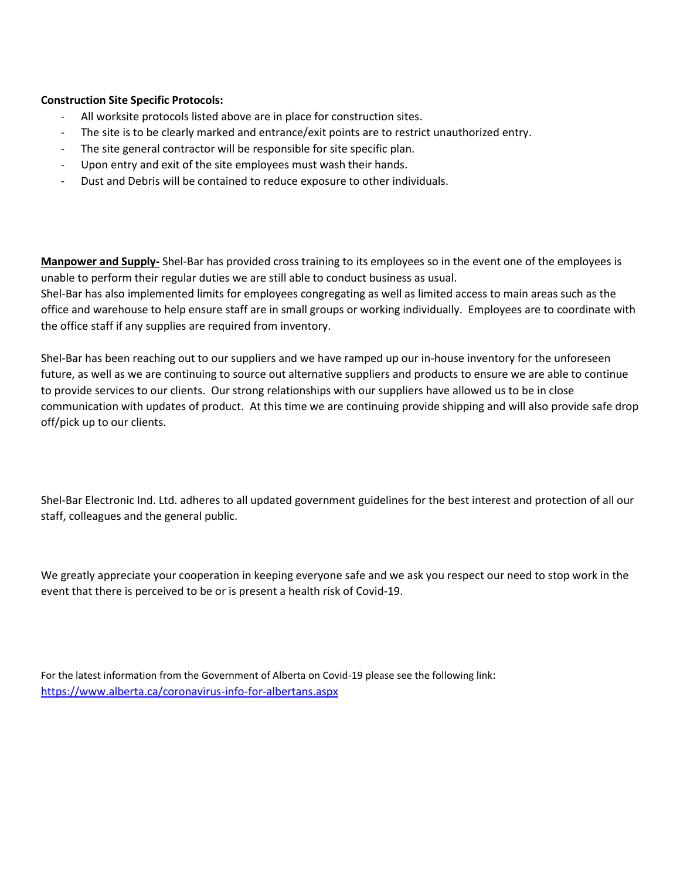**Construction Site Specific Protocols:**

- All worksite protocols listed above are in place for construction sites.
- The site is to be clearly marked and entrance/exit points are to restrict unauthorized entry.
- The site general contractor will be responsible for site specific plan.
- Upon entry and exit of the site employees must wash their hands.
- Dust and Debris will be contained to reduce exposure to other individuals.

**<u>Manpower and Supply-</u>** Shel-Bar has provided cross training to its employees so in the event one of the employees is unable to perform their regular duties we are still able to conduct business as usual.
Shel-Bar has also implemented limits for employees congregating as well as limited access to main areas such as the office and warehouse to help ensure staff are in small groups or working individually. Employees are to coordinate with the office staff if any supplies are required from inventory.

Shel-Bar has been reaching out to our suppliers and we have ramped up our in-house inventory for the unforeseen future, as well as we are continuing to source out alternative suppliers and products to ensure we are able to continue to provide services to our clients. Our strong relationships with our suppliers have allowed us to be in close communication with updates of product. At this time we are continuing provide shipping and will also provide safe drop off/pick up to our clients.

Shel-Bar Electronic Ind. Ltd. adheres to all updated government guidelines for the best interest and protection of all our staff, colleagues and the general public.

We greatly appreciate your cooperation in keeping everyone safe and we ask you respect our need to stop work in the event that there is perceived to be or is present a health risk of Covid-19.

For the latest information from the Government of Alberta on Covid-19 please see the following link:
https://www.alberta.ca/coronavirus-info-for-albertans.aspx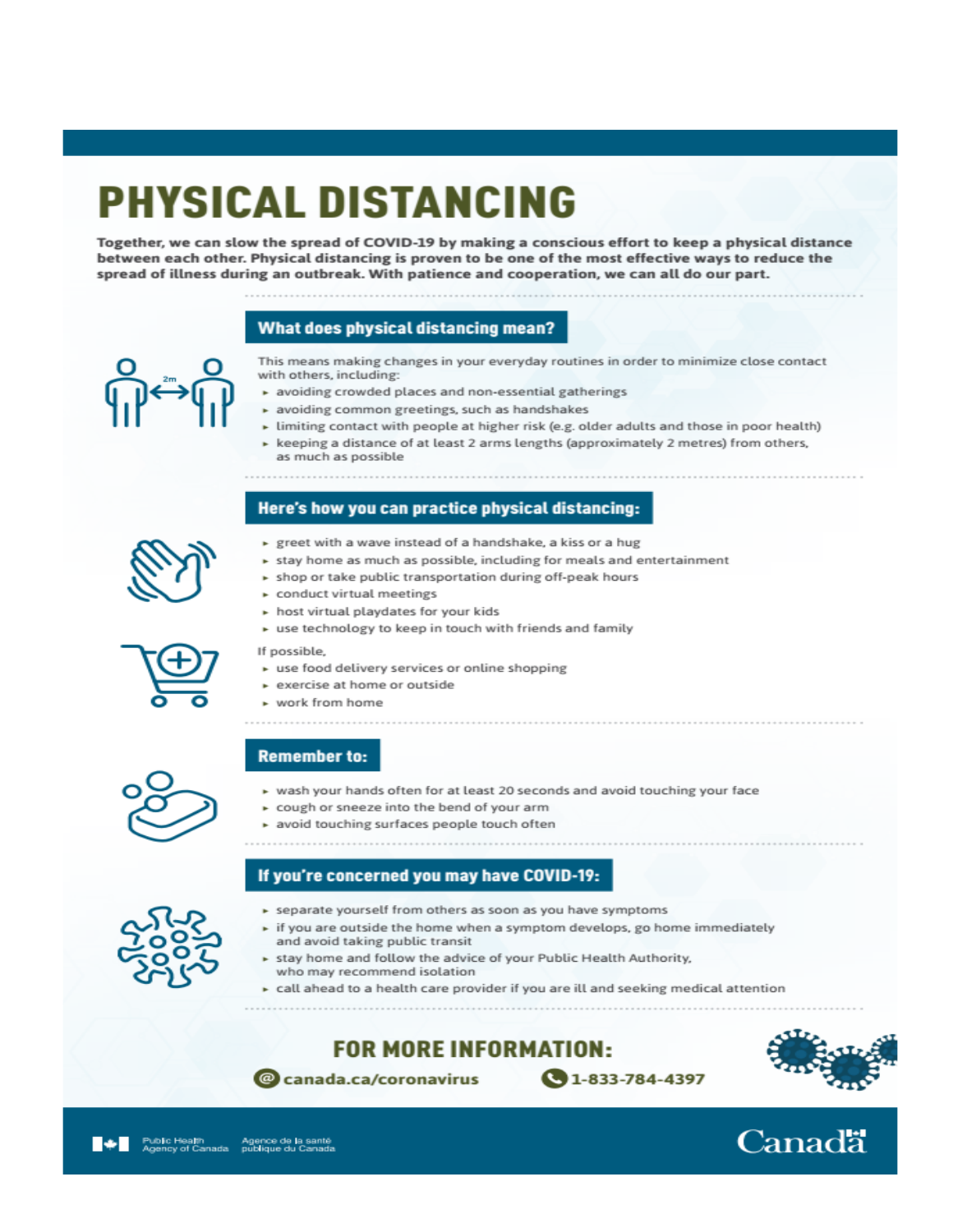# PHYSICAL DISTANCING

**Together, we can slow the spread of COVID-19 by making a conscious effort to keep a physical distance between each other. Physical distancing is proven to be one of the most effective ways to reduce the spread of illness during an outbreak. With patience and cooperation, we can all do our part.**

## What does physical distancing mean?

This means making changes in your everyday routines in order to minimize close contact with others, including:

- avoiding crowded places and non-essential gatherings
- avoiding common greetings, such as handshakes
- limiting contact with people at higher risk (e.g. older adults and those in poor health)
- keeping a distance of at least 2 arms lengths (approximately 2 metres) from others, as much as possible

## Here's how you can practice physical distancing:

- greet with a wave instead of a handshake, a kiss or a hug
- stay home as much as possible, including for meals and entertainment
- shop or take public transportation during off-peak hours
- conduct virtual meetings
- host virtual playdates for your kids
- use technology to keep in touch with friends and family

If possible,

- use food delivery services or online shopping
- exercise at home or outside
- work from home

## Remember to:

- wash your hands often for at least 20 seconds and avoid touching your face
- cough or sneeze into the bend of your arm
- avoid touching surfaces people touch often

## If you're concerned you may have COVID-19:

- separate yourself from others as soon as you have symptoms
- if you are outside the home when a symptom develops, go home immediately and avoid taking public transit
- stay home and follow the advice of your Public Health Authority, who may recommend isolation
- call ahead to a health care provider if you are ill and seeking medical attention

## FOR MORE INFORMATION:

canada.ca/coronavirus    1-833-784-4397

Public Health Agency of Canada / Agence de la santé publique du Canada

Canada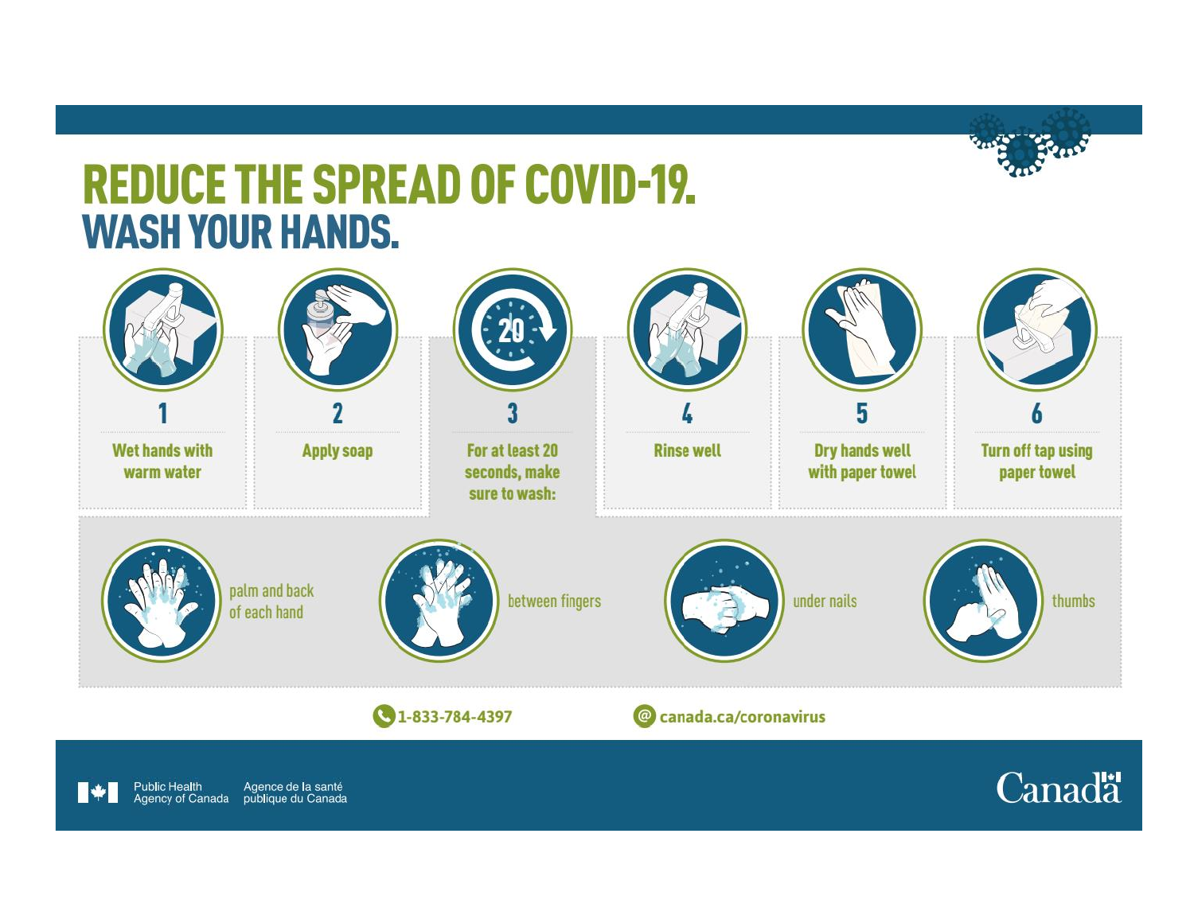# REDUCE THE SPREAD OF COVID-19.

## WASH YOUR HANDS.

1. Wet hands with warm water
2. Apply soap
3. For at least 20 seconds, make sure to wash:
   - palm and back of each hand
   - between fingers
   - under nails
   - thumbs
4. Rinse well
5. Dry hands well with paper towel
6. Turn off tap using paper towel

1-833-784-4397

canada.ca/coronavirus

Public Health Agency of Canada | Agence de la santé publique du Canada

Canada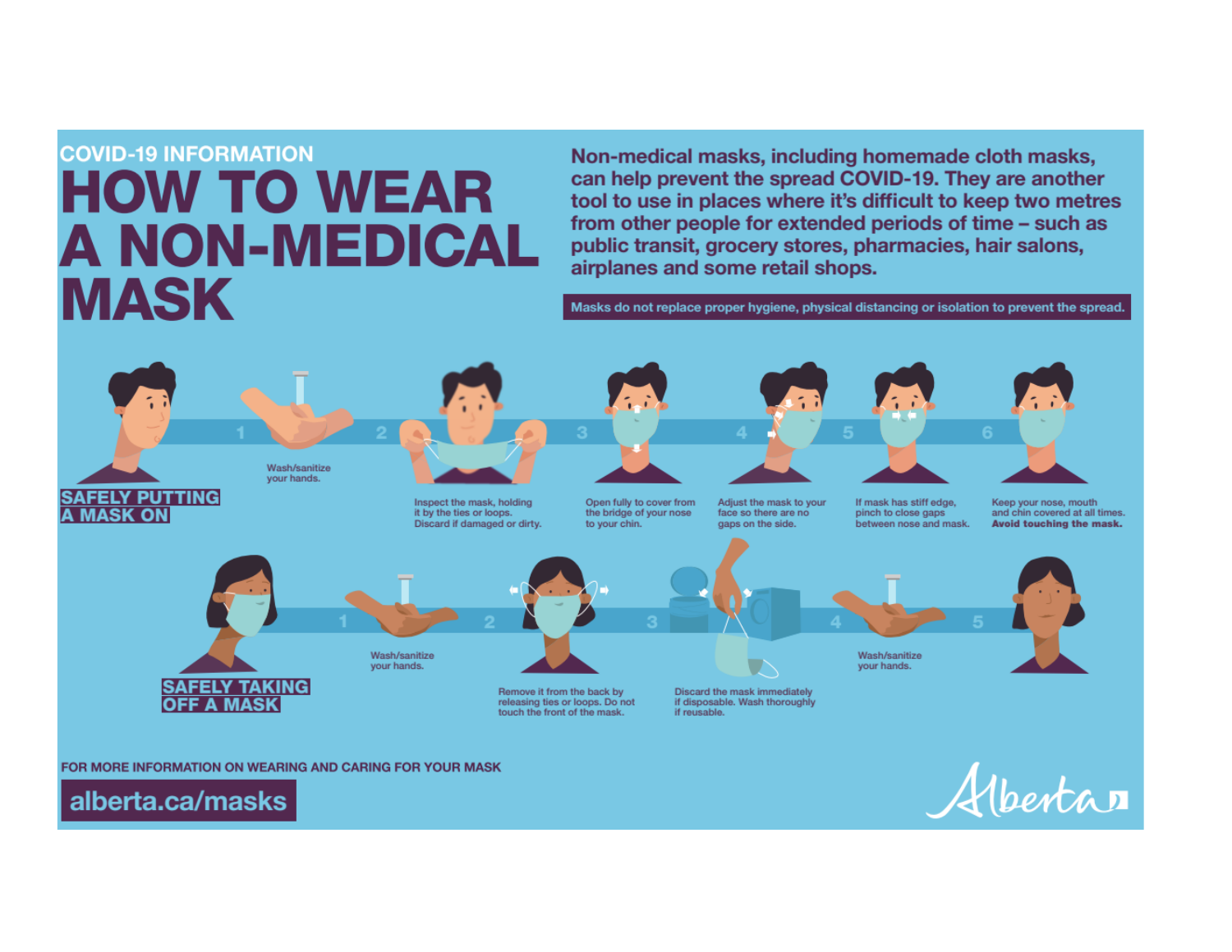COVID-19 INFORMATION

# HOW TO WEAR A NON-MEDICAL MASK

**Non-medical masks, including homemade cloth masks, can help prevent the spread COVID-19. They are another tool to use in places where it's difficult to keep two metres from other people for extended periods of time – such as public transit, grocery stores, pharmacies, hair salons, airplanes and some retail shops.**

**Masks do not replace proper hygiene, physical distancing or isolation to prevent the spread.**

## SAFELY PUTTING A MASK ON

1. Wash/sanitize your hands.
2. Inspect the mask, holding it by the ties or loops. Discard if damaged or dirty.
3. Open fully to cover from the bridge of your nose to your chin.
4. Adjust the mask to your face so there are no gaps on the side.
5. If mask has stiff edge, pinch to close gaps between nose and mask.
6. Keep your nose, mouth and chin covered at all times. **Avoid touching the mask.**

## SAFELY TAKING OFF A MASK

1. Wash/sanitize your hands.
2. Remove it from the back by releasing ties or loops. Do not touch the front of the mask.
3. Discard the mask immediately if disposable. Wash thoroughly if reusable.
4. Wash/sanitize your hands.
5.

FOR MORE INFORMATION ON WEARING AND CARING FOR YOUR MASK

**alberta.ca/masks**

Alberta